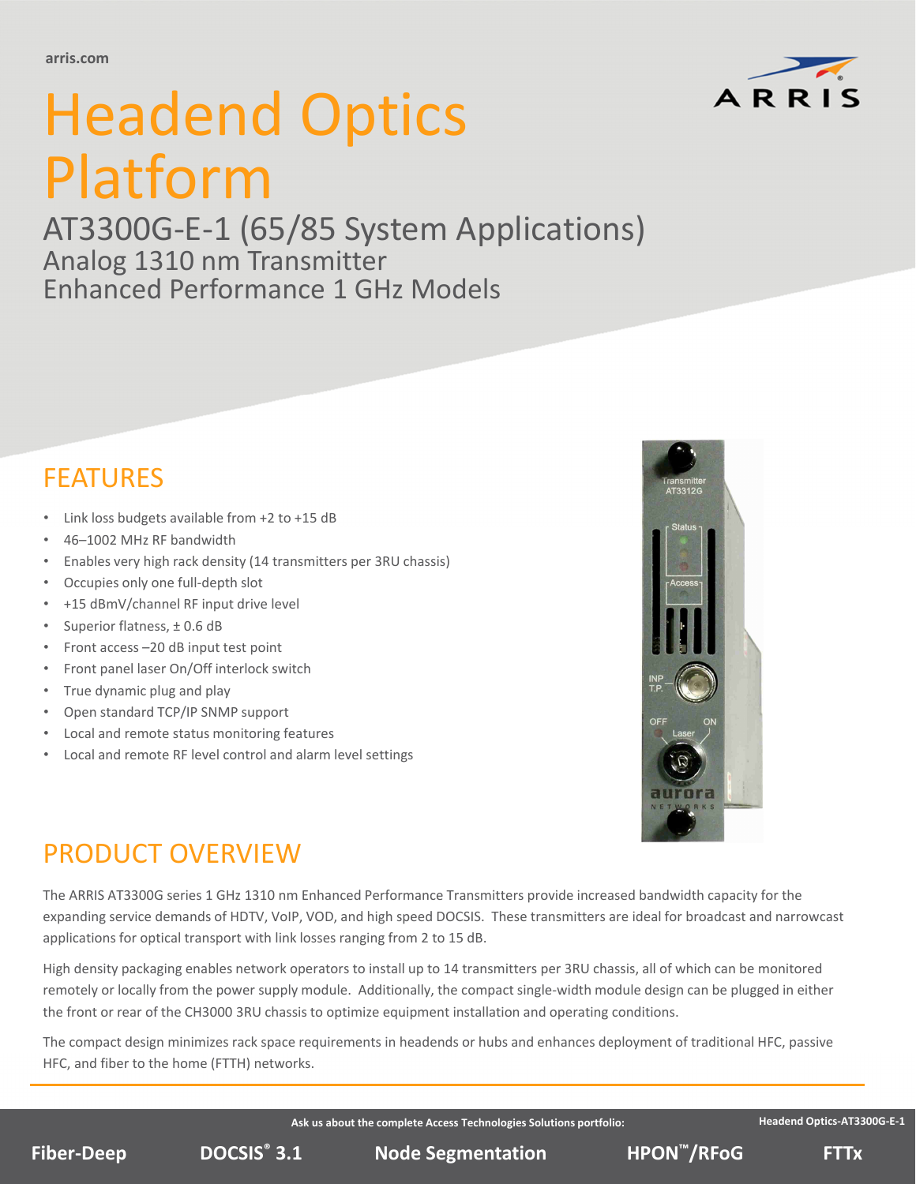arris.com

# Headend Optics Platform

## AT3300G-E-1 (65/85 System Applications)

### Analog 1310 nm Transmitter
### Enhanced Performance 1 GHz Models

## FEATURES

- Link loss budgets available from +2 to +15 dB
- 46–1002 MHz RF bandwidth
- Enables very high rack density (14 transmitters per 3RU chassis)
- Occupies only one full-depth slot
- +15 dBmV/channel RF input drive level
- Superior flatness, ± 0.6 dB
- Front access –20 dB input test point
- Front panel laser On/Off interlock switch
- True dynamic plug and play
- Open standard TCP/IP SNMP support
- Local and remote status monitoring features
- Local and remote RF level control and alarm level settings

## PRODUCT OVERVIEW

The ARRIS AT3300G series 1 GHz 1310 nm Enhanced Performance Transmitters provide increased bandwidth capacity for the expanding service demands of HDTV, VoIP, VOD, and high speed DOCSIS. These transmitters are ideal for broadcast and narrowcast applications for optical transport with link losses ranging from 2 to 15 dB.

High density packaging enables network operators to install up to 14 transmitters per 3RU chassis, all of which can be monitored remotely or locally from the power supply module. Additionally, the compact single-width module design can be plugged in either the front or rear of the CH3000 3RU chassis to optimize equipment installation and operating conditions.

The compact design minimizes rack space requirements in headends or hubs and enhances deployment of traditional HFC, passive HFC, and fiber to the home (FTTH) networks.

**Ask us about the complete Access Technologies Solutions portfolio:**

**Fiber-Deep** | **DOCSIS® 3.1** | **Node Segmentation** | **HPON™/RFoG** | **FTTx**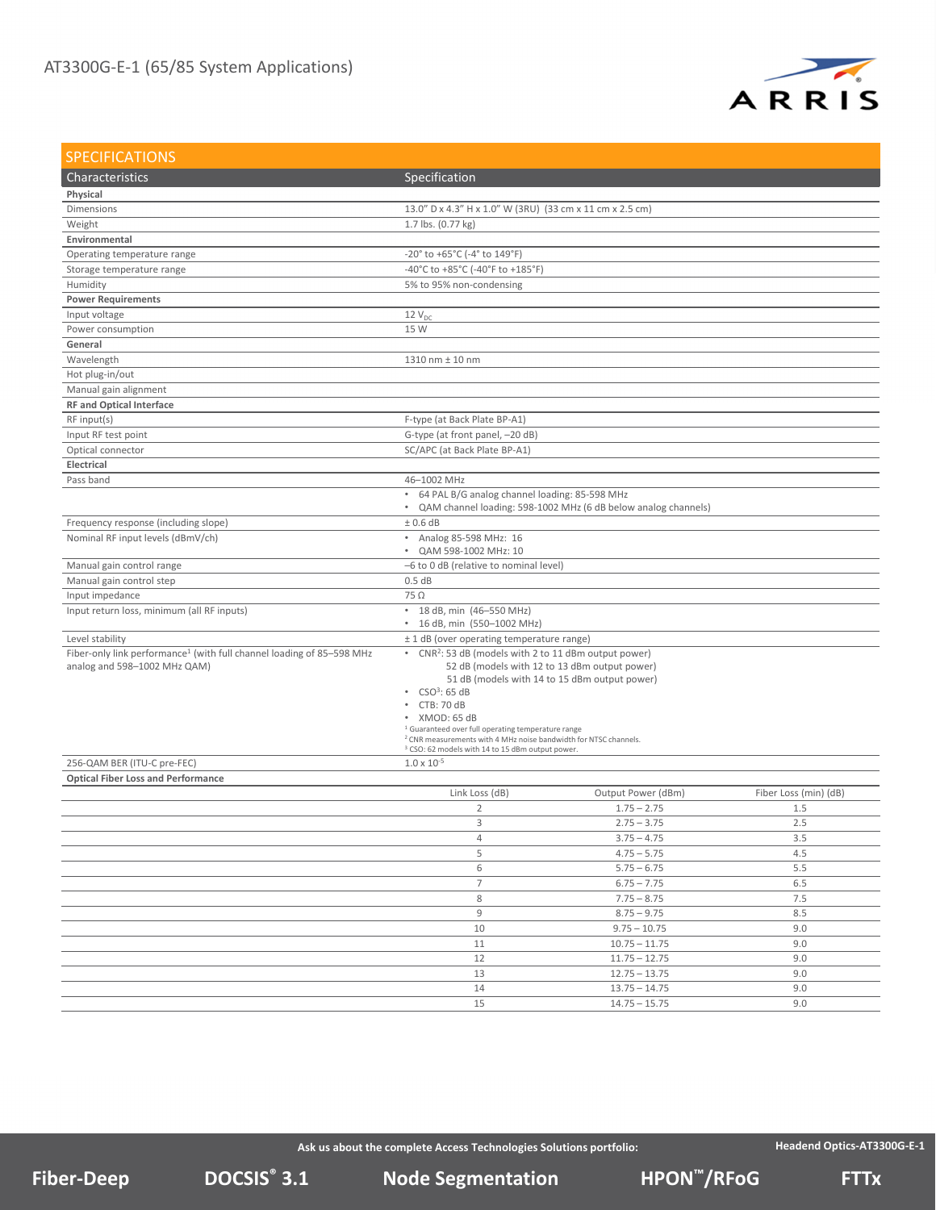# AT3300G-E-1 (65/85 System Applications)

## SPECIFICATIONS

| Characteristics | Specification |
|---|---|
| **Physical** | |
| Dimensions | 13.0" D x 4.3" H x 1.0" W (3RU) (33 cm x 11 cm x 2.5 cm) |
| Weight | 1.7 lbs. (0.77 kg) |
| **Environmental** | |
| Operating temperature range | -20° to +65°C (-4° to 149°F) |
| Storage temperature range | -40°C to +85°C (-40°F to +185°F) |
| Humidity | 5% to 95% non-condensing |
| **Power Requirements** | |
| Input voltage | 12 $V_{DC}$ |
| Power consumption | 15 W |
| **General** | |
| Wavelength | 1310 nm ± 10 nm |
| Hot plug-in/out | |
| Manual gain alignment | |
| **RF and Optical Interface** | |
| RF input(s) | F-type (at Back Plate BP-A1) |
| Input RF test point | G-type (at front panel, –20 dB) |
| Optical connector | SC/APC (at Back Plate BP-A1) |
| **Electrical** | |
| Pass band | 46–1002 MHz |
| | • 64 PAL B/G analog channel loading: 85-598 MHz<br>• QAM channel loading: 598-1002 MHz (6 dB below analog channels) |
| Frequency response (including slope) | ± 0.6 dB |
| Nominal RF input levels (dBmV/ch) | • Analog 85-598 MHz: 16<br>• QAM 598-1002 MHz: 10 |
| Manual gain control range | –6 to 0 dB (relative to nominal level) |
| Manual gain control step | 0.5 dB |
| Input impedance | 75 Ω |
| Input return loss, minimum (all RF inputs) | • 18 dB, min (46–550 MHz)<br>• 16 dB, min (550–1002 MHz) |
| Level stability | ± 1 dB (over operating temperature range) |
| Fiber-only link performance[1] (with full channel loading of 85–598 MHz analog and 598–1002 MHz QAM) | • CNR[2]: 53 dB (models with 2 to 11 dBm output power)<br>52 dB (models with 12 to 13 dBm output power)<br>51 dB (models with 14 to 15 dBm output power)<br>• CSO[3]: 65 dB<br>• CTB: 70 dB<br>• XMOD: 65 dB<br>[1] Guaranteed over full operating temperature range<br>[2] CNR measurements with 4 MHz noise bandwidth for NTSC channels.<br>[3] CSO: 62 models with 14 to 15 dBm output power. |
| 256-QAM BER (ITU-C pre-FEC) | $1.0 \times 10^{-5}$ |

**Optical Fiber Loss and Performance**

| Link Loss (dB) | Output Power (dBm) | Fiber Loss (min) (dB) |
|---|---|---|
| 2 | 1.75 – 2.75 | 1.5 |
| 3 | 2.75 – 3.75 | 2.5 |
| 4 | 3.75 – 4.75 | 3.5 |
| 5 | 4.75 – 5.75 | 4.5 |
| 6 | 5.75 – 6.75 | 5.5 |
| 7 | 6.75 – 7.75 | 6.5 |
| 8 | 7.75 – 8.75 | 7.5 |
| 9 | 8.75 – 9.75 | 8.5 |
| 10 | 9.75 – 10.75 | 9.0 |
| 11 | 10.75 – 11.75 | 9.0 |
| 12 | 11.75 – 12.75 | 9.0 |
| 13 | 12.75 – 13.75 | 9.0 |
| 14 | 13.75 – 14.75 | 9.0 |
| 15 | 14.75 – 15.75 | 9.0 |

**Ask us about the complete Access Technologies Solutions portfolio:**

**Fiber-Deep** | **DOCSIS® 3.1** | **Node Segmentation** | **HPON™/RFoG** | **FTTx**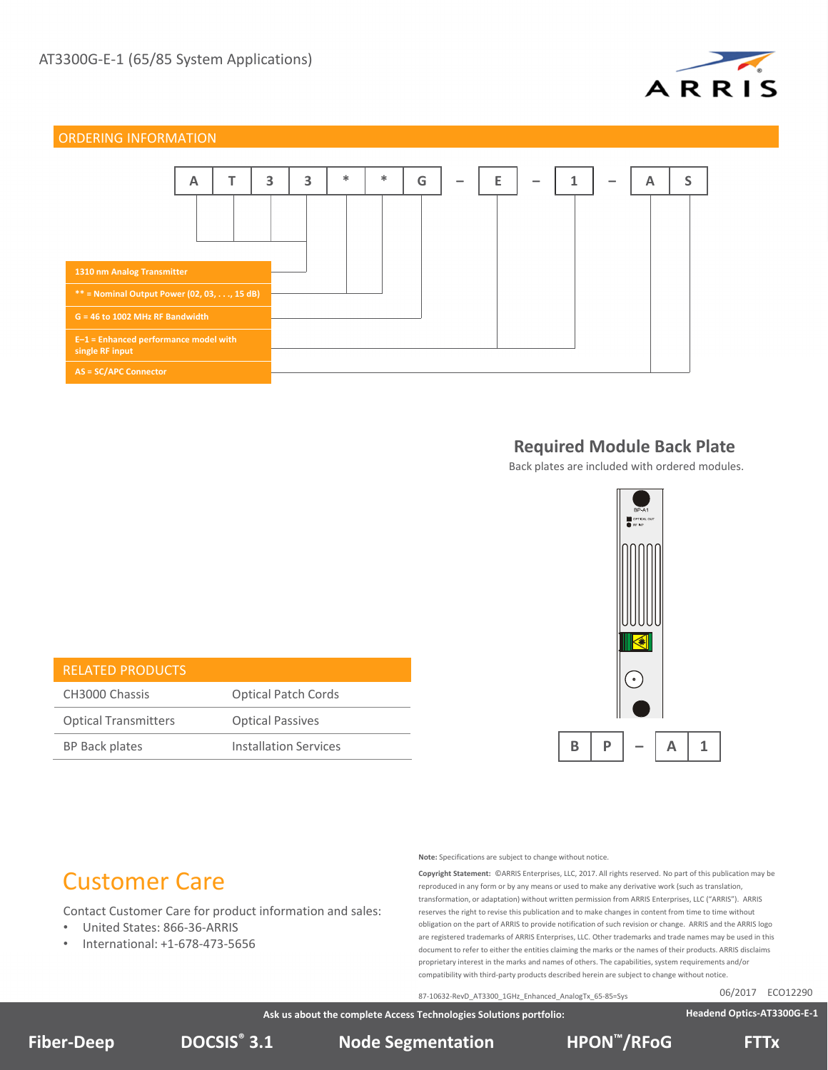AT3300G-E-1 (65/85 System Applications)

## ORDERING INFORMATION

| A | T | 3 | 3 | * | * | G | – | E | – | 1 | – | A | S |
|---|---|---|---|---|---|---|---|---|---|---|---|---|---|

- **1310 nm Analog Transmitter**
- **** = Nominal Output Power (02, 03, . . ., 15 dB)**
- **G = 46 to 1002 MHz RF Bandwidth**
- **E–1 = Enhanced performance model with single RF input**
- **AS = SC/APC Connector**

## Required Module Back Plate

Back plates are included with ordered modules.

BP-A1

OPTICAL OUT

RF INP

| B | P | – | A | 1 |
|---|---|---|---|---|

## RELATED PRODUCTS

| | |
|---|---|
| CH3000 Chassis | Optical Patch Cords |
| Optical Transmitters | Optical Passives |
| BP Back plates | Installation Services |

# Customer Care

Contact Customer Care for product information and sales:

- United States: 866-36-ARRIS
- International: +1-678-473-5656

**Note:** Specifications are subject to change without notice.

**Copyright Statement:** ©ARRIS Enterprises, LLC, 2017. All rights reserved. No part of this publication may be reproduced in any form or by any means or used to make any derivative work (such as translation, transformation, or adaptation) without written permission from ARRIS Enterprises, LLC ("ARRIS"). ARRIS reserves the right to revise this publication and to make changes in content from time to time without obligation on the part of ARRIS to provide notification of such revision or change. ARRIS and the ARRIS logo are registered trademarks of ARRIS Enterprises, LLC. Other trademarks and trade names may be used in this document to refer to either the entities claiming the marks or the names of their products. ARRIS disclaims proprietary interest in the marks and names of others. The capabilities, system requirements and/or compatibility with third-party products described herein are subject to change without notice.

87-10632-RevD_AT3300_1GHz_Enhanced_AnalogTx_65-85=Sys 06/2017 ECO12290

**Ask us about the complete Access Technologies Solutions portfolio:** **Headend Optics-AT3300G-E-1**

**Fiber-Deep** **DOCSIS® 3.1** **Node Segmentation** **HPON™/RFoG** **FTTx**